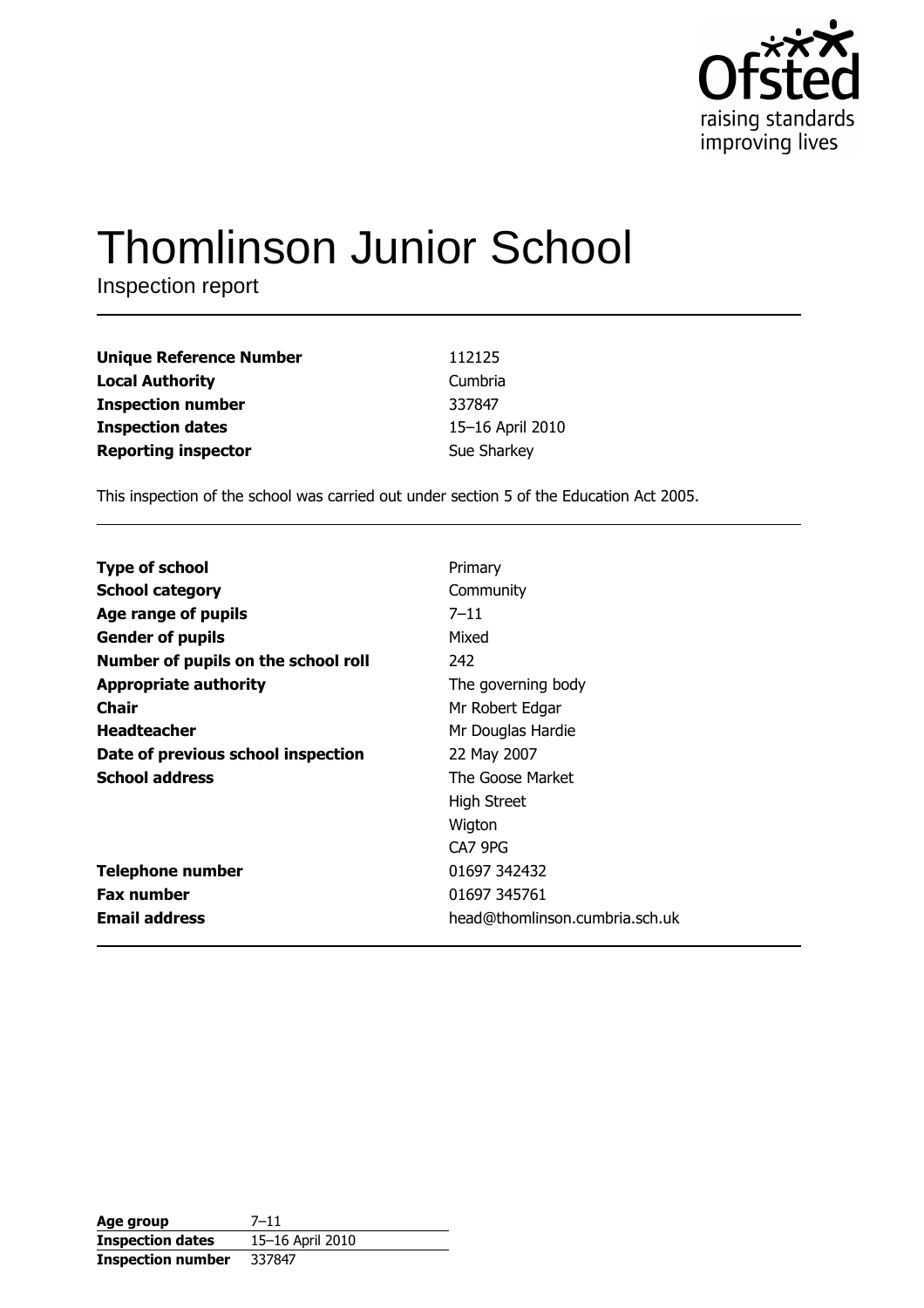Ofsted
raising standards
improving lives

# Thomlinson Junior School

Inspection report

| | |
|---|---|
| **Unique Reference Number** | 112125 |
| **Local Authority** | Cumbria |
| **Inspection number** | 337847 |
| **Inspection dates** | 15–16 April 2010 |
| **Reporting inspector** | Sue Sharkey |

This inspection of the school was carried out under section 5 of the Education Act 2005.

| | |
|---|---|
| **Type of school** | Primary |
| **School category** | Community |
| **Age range of pupils** | 7–11 |
| **Gender of pupils** | Mixed |
| **Number of pupils on the school roll** | 242 |
| **Appropriate authority** | The governing body |
| **Chair** | Mr Robert Edgar |
| **Headteacher** | Mr Douglas Hardie |
| **Date of previous school inspection** | 22 May 2007 |
| **School address** | The Goose Market<br>High Street<br>Wigton<br>CA7 9PG |
| **Telephone number** | 01697 342432 |
| **Fax number** | 01697 345761 |
| **Email address** | head@thomlinson.cumbria.sch.uk |

| | |
|---|---|
| **Age group** | 7–11 |
| **Inspection dates** | 15–16 April 2010 |
| **Inspection number** | 337847 |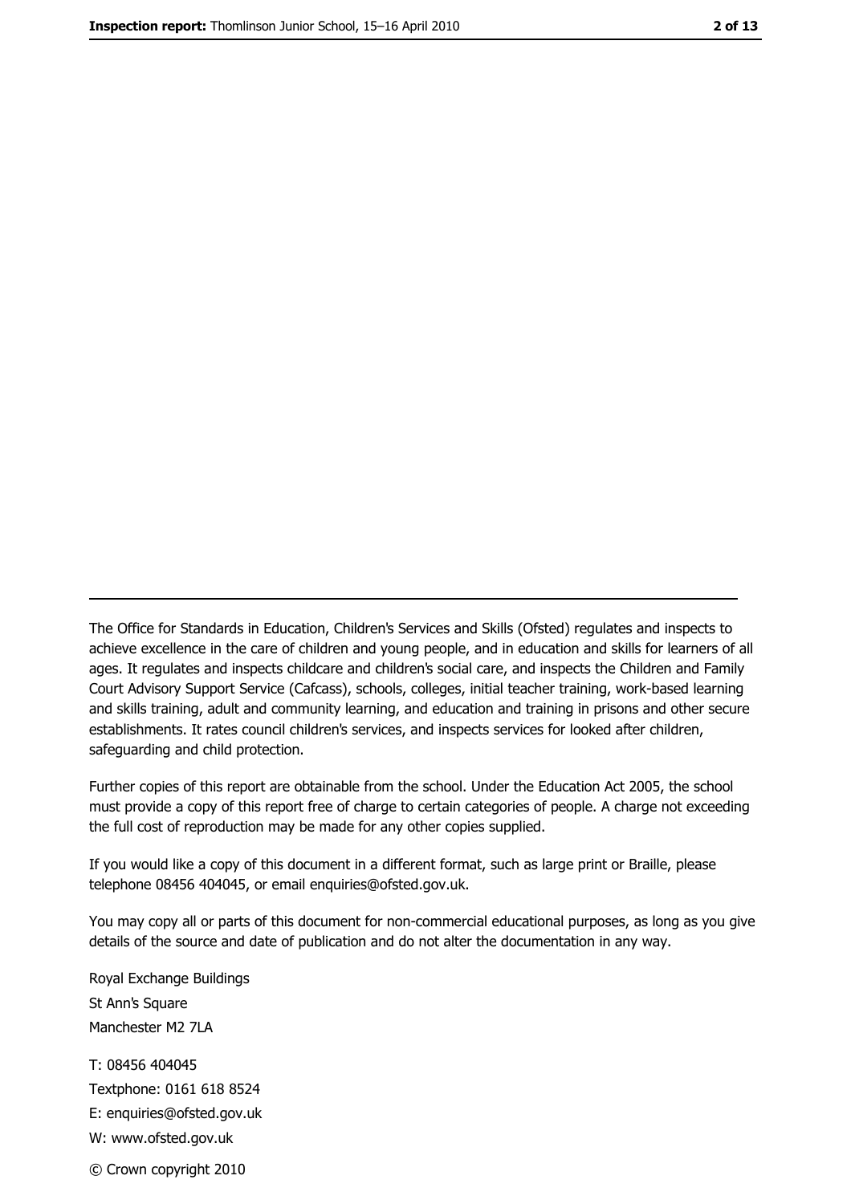---

The Office for Standards in Education, Children's Services and Skills (Ofsted) regulates and inspects to achieve excellence in the care of children and young people, and in education and skills for learners of all ages. It regulates and inspects childcare and children's social care, and inspects the Children and Family Court Advisory Support Service (Cafcass), schools, colleges, initial teacher training, work-based learning and skills training, adult and community learning, and education and training in prisons and other secure establishments. It rates council children's services, and inspects services for looked after children, safeguarding and child protection.

Further copies of this report are obtainable from the school. Under the Education Act 2005, the school must provide a copy of this report free of charge to certain categories of people. A charge not exceeding the full cost of reproduction may be made for any other copies supplied.

If you would like a copy of this document in a different format, such as large print or Braille, please telephone 08456 404045, or email enquiries@ofsted.gov.uk.

You may copy all or parts of this document for non-commercial educational purposes, as long as you give details of the source and date of publication and do not alter the documentation in any way.

Royal Exchange Buildings
St Ann's Square
Manchester M2 7LA

T: 08456 404045
Textphone: 0161 618 8524
E: enquiries@ofsted.gov.uk
W: www.ofsted.gov.uk

© Crown copyright 2010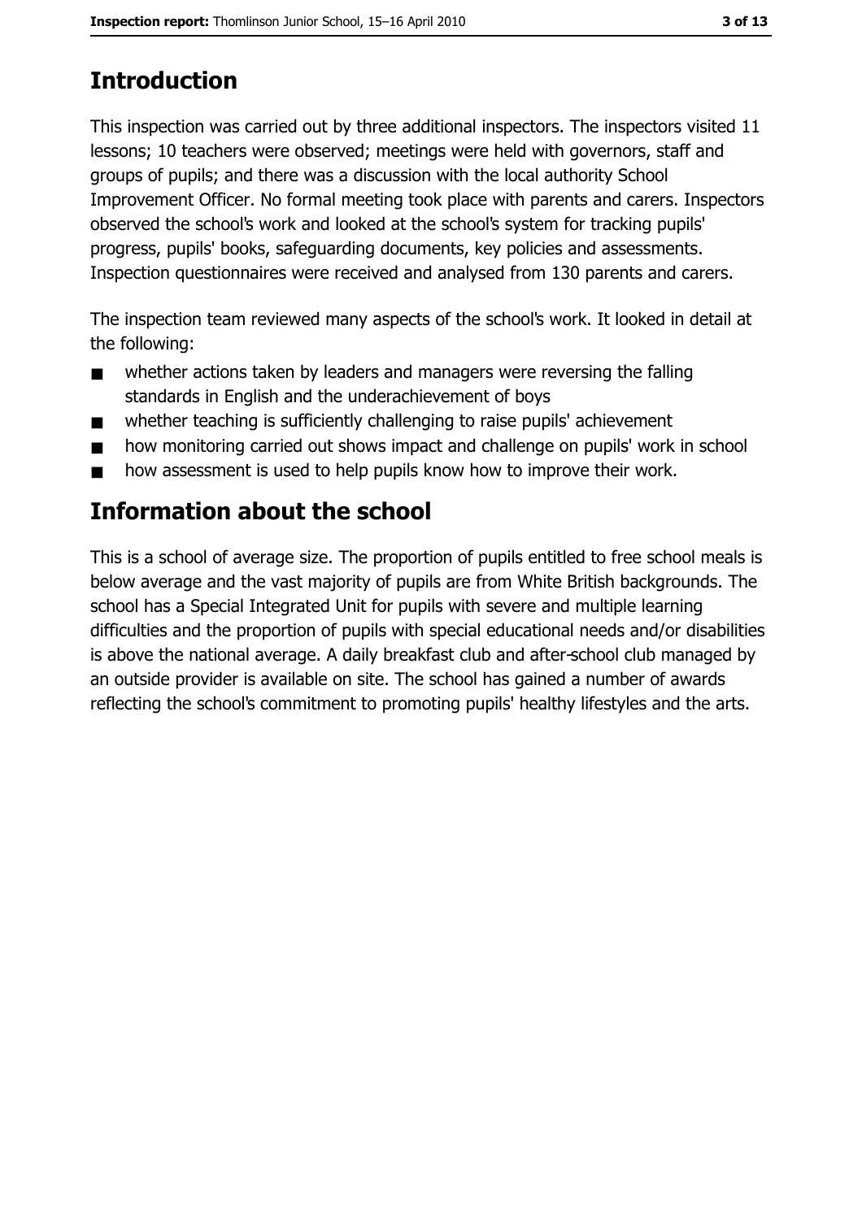# Introduction

This inspection was carried out by three additional inspectors. The inspectors visited 11 lessons; 10 teachers were observed; meetings were held with governors, staff and groups of pupils; and there was a discussion with the local authority School Improvement Officer. No formal meeting took place with parents and carers. Inspectors observed the school's work and looked at the school's system for tracking pupils' progress, pupils' books, safeguarding documents, key policies and assessments. Inspection questionnaires were received and analysed from 130 parents and carers.

The inspection team reviewed many aspects of the school's work. It looked in detail at the following:

- whether actions taken by leaders and managers were reversing the falling standards in English and the underachievement of boys
- whether teaching is sufficiently challenging to raise pupils' achievement
- how monitoring carried out shows impact and challenge on pupils' work in school
- how assessment is used to help pupils know how to improve their work.

# Information about the school

This is a school of average size. The proportion of pupils entitled to free school meals is below average and the vast majority of pupils are from White British backgrounds. The school has a Special Integrated Unit for pupils with severe and multiple learning difficulties and the proportion of pupils with special educational needs and/or disabilities is above the national average. A daily breakfast club and after-school club managed by an outside provider is available on site. The school has gained a number of awards reflecting the school's commitment to promoting pupils' healthy lifestyles and the arts.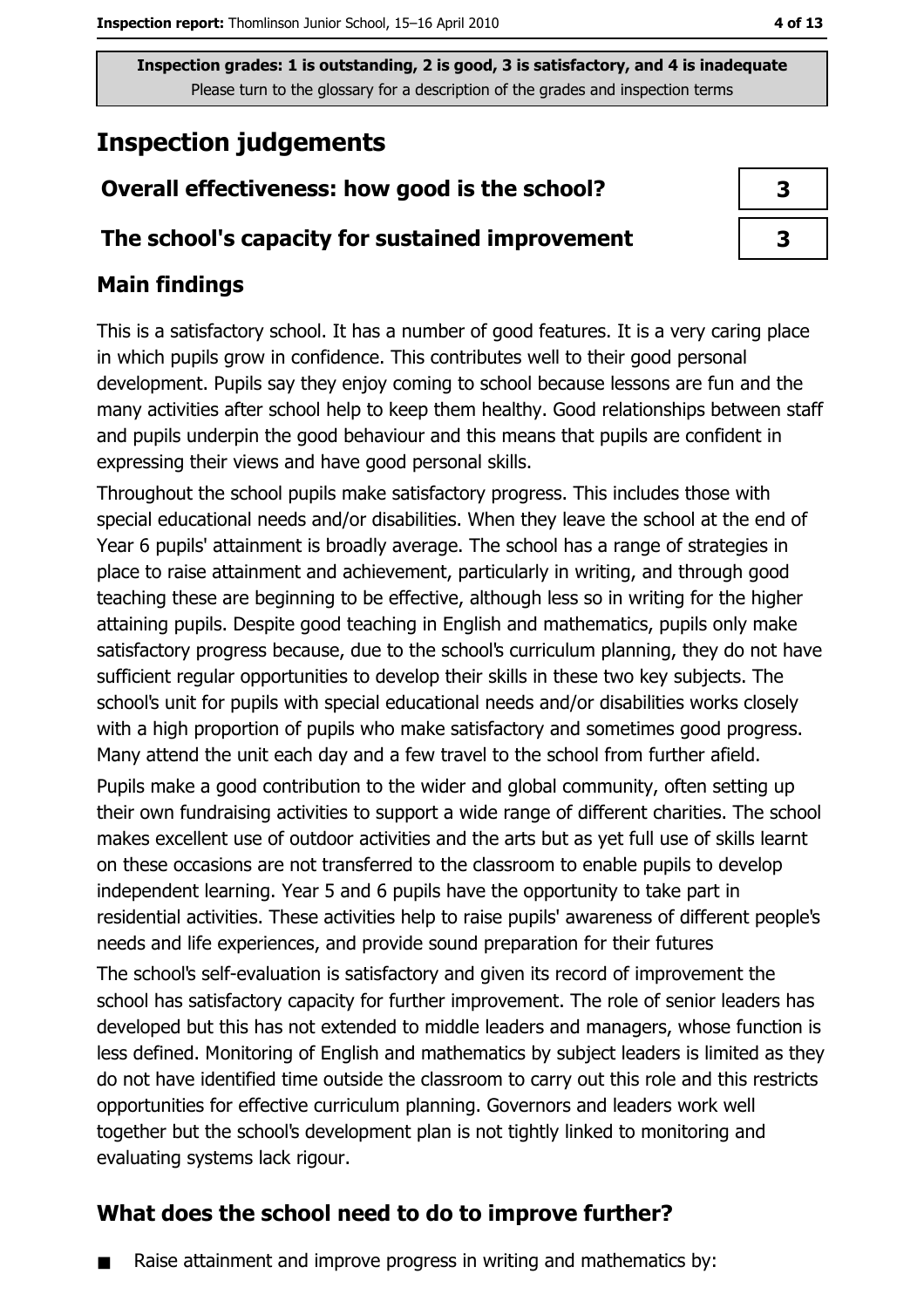**Inspection grades: 1 is outstanding, 2 is good, 3 is satisfactory, and 4 is inadequate**
Please turn to the glossary for a description of the grades and inspection terms

# Inspection judgements

| | |
|---|---|
| **Overall effectiveness: how good is the school?** | 3 |
| **The school's capacity for sustained improvement** | 3 |

## Main findings

This is a satisfactory school. It has a number of good features. It is a very caring place in which pupils grow in confidence. This contributes well to their good personal development. Pupils say they enjoy coming to school because lessons are fun and the many activities after school help to keep them healthy. Good relationships between staff and pupils underpin the good behaviour and this means that pupils are confident in expressing their views and have good personal skills.

Throughout the school pupils make satisfactory progress. This includes those with special educational needs and/or disabilities. When they leave the school at the end of Year 6 pupils' attainment is broadly average. The school has a range of strategies in place to raise attainment and achievement, particularly in writing, and through good teaching these are beginning to be effective, although less so in writing for the higher attaining pupils. Despite good teaching in English and mathematics, pupils only make satisfactory progress because, due to the school's curriculum planning, they do not have sufficient regular opportunities to develop their skills in these two key subjects. The school's unit for pupils with special educational needs and/or disabilities works closely with a high proportion of pupils who make satisfactory and sometimes good progress. Many attend the unit each day and a few travel to the school from further afield.

Pupils make a good contribution to the wider and global community, often setting up their own fundraising activities to support a wide range of different charities. The school makes excellent use of outdoor activities and the arts but as yet full use of skills learnt on these occasions are not transferred to the classroom to enable pupils to develop independent learning. Year 5 and 6 pupils have the opportunity to take part in residential activities. These activities help to raise pupils' awareness of different people's needs and life experiences, and provide sound preparation for their futures

The school's self-evaluation is satisfactory and given its record of improvement the school has satisfactory capacity for further improvement. The role of senior leaders has developed but this has not extended to middle leaders and managers, whose function is less defined. Monitoring of English and mathematics by subject leaders is limited as they do not have identified time outside the classroom to carry out this role and this restricts opportunities for effective curriculum planning. Governors and leaders work well together but the school's development plan is not tightly linked to monitoring and evaluating systems lack rigour.

## What does the school need to do to improve further?

- Raise attainment and improve progress in writing and mathematics by: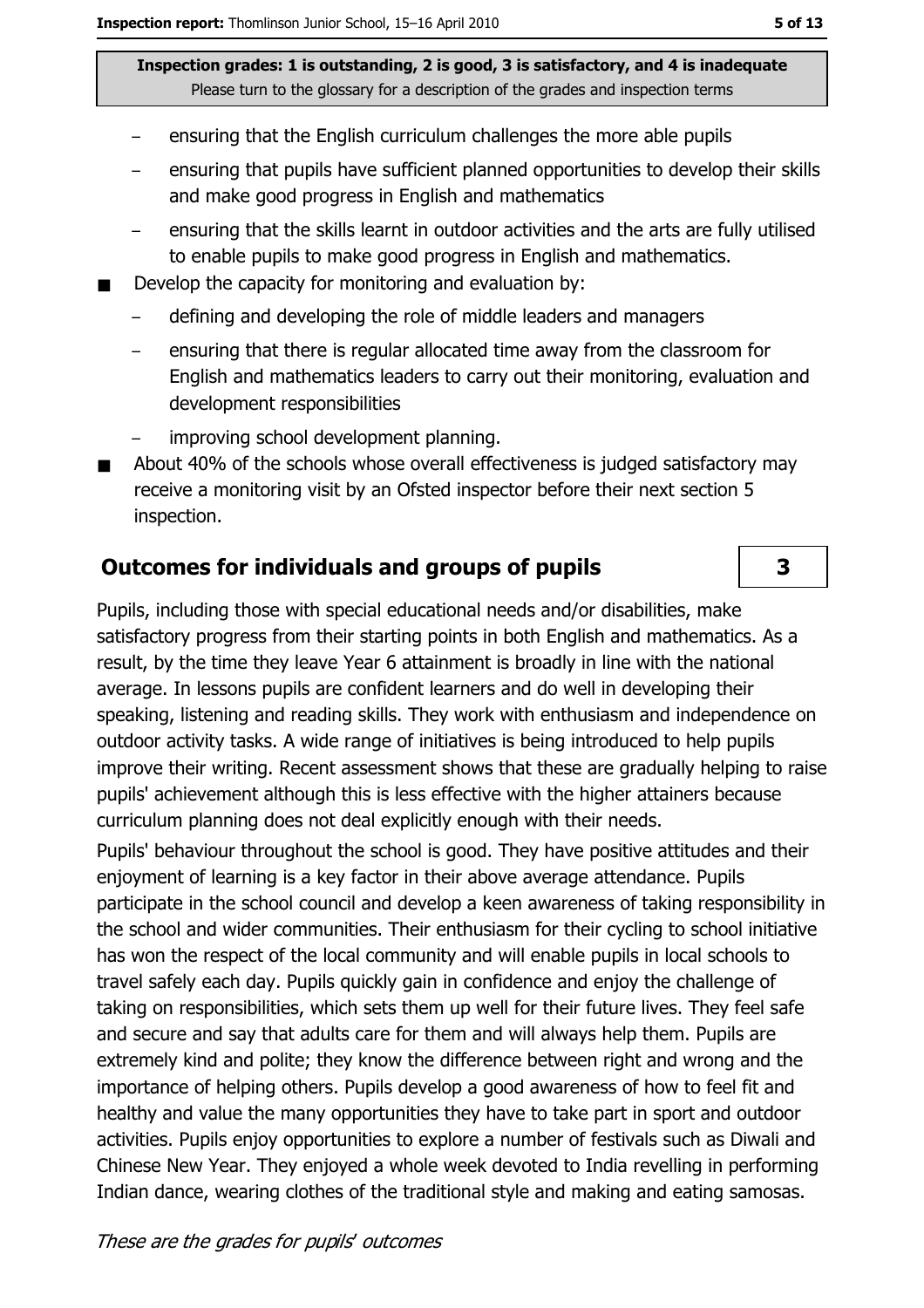**Inspection grades: 1 is outstanding, 2 is good, 3 is satisfactory, and 4 is inadequate**
Please turn to the glossary for a description of the grades and inspection terms

  - ensuring that the English curriculum challenges the more able pupils
  - ensuring that pupils have sufficient planned opportunities to develop their skills and make good progress in English and mathematics
  - ensuring that the skills learnt in outdoor activities and the arts are fully utilised to enable pupils to make good progress in English and mathematics.
- Develop the capacity for monitoring and evaluation by:
  - defining and developing the role of middle leaders and managers
  - ensuring that there is regular allocated time away from the classroom for English and mathematics leaders to carry out their monitoring, evaluation and development responsibilities
  - improving school development planning.
- About 40% of the schools whose overall effectiveness is judged satisfactory may receive a monitoring visit by an Ofsted inspector before their next section 5 inspection.

## Outcomes for individuals and groups of pupils

**3**

Pupils, including those with special educational needs and/or disabilities, make satisfactory progress from their starting points in both English and mathematics. As a result, by the time they leave Year 6 attainment is broadly in line with the national average. In lessons pupils are confident learners and do well in developing their speaking, listening and reading skills. They work with enthusiasm and independence on outdoor activity tasks. A wide range of initiatives is being introduced to help pupils improve their writing. Recent assessment shows that these are gradually helping to raise pupils' achievement although this is less effective with the higher attainers because curriculum planning does not deal explicitly enough with their needs.

Pupils' behaviour throughout the school is good. They have positive attitudes and their enjoyment of learning is a key factor in their above average attendance. Pupils participate in the school council and develop a keen awareness of taking responsibility in the school and wider communities. Their enthusiasm for their cycling to school initiative has won the respect of the local community and will enable pupils in local schools to travel safely each day. Pupils quickly gain in confidence and enjoy the challenge of taking on responsibilities, which sets them up well for their future lives. They feel safe and secure and say that adults care for them and will always help them. Pupils are extremely kind and polite; they know the difference between right and wrong and the importance of helping others. Pupils develop a good awareness of how to feel fit and healthy and value the many opportunities they have to take part in sport and outdoor activities. Pupils enjoy opportunities to explore a number of festivals such as Diwali and Chinese New Year. They enjoyed a whole week devoted to India revelling in performing Indian dance, wearing clothes of the traditional style and making and eating samosas.

*These are the grades for pupils' outcomes*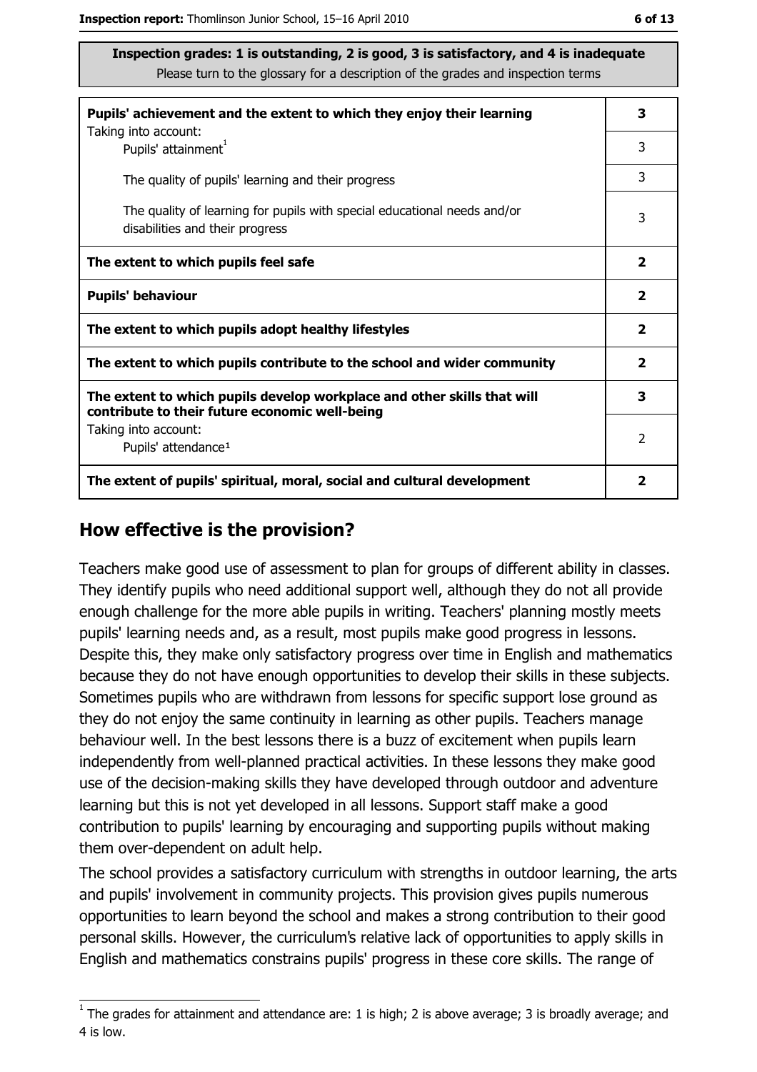**Inspection grades: 1 is outstanding, 2 is good, 3 is satisfactory, and 4 is inadequate**
Please turn to the glossary for a description of the grades and inspection terms

| | |
|---|---|
| **Pupils' achievement and the extent to which they enjoy their learning**<br>Taking into account: | **3** |
| Pupils' attainment[1] | 3 |
| The quality of pupils' learning and their progress | 3 |
| The quality of learning for pupils with special educational needs and/or disabilities and their progress | 3 |
| **The extent to which pupils feel safe** | **2** |
| **Pupils' behaviour** | **2** |
| **The extent to which pupils adopt healthy lifestyles** | **2** |
| **The extent to which pupils contribute to the school and wider community** | **2** |
| **The extent to which pupils develop workplace and other skills that will contribute to their future economic well-being** | **3** |
| Taking into account:<br>Pupils' attendance[1] | 2 |
| **The extent of pupils' spiritual, moral, social and cultural development** | **2** |

## How effective is the provision?

Teachers make good use of assessment to plan for groups of different ability in classes. They identify pupils who need additional support well, although they do not all provide enough challenge for the more able pupils in writing. Teachers' planning mostly meets pupils' learning needs and, as a result, most pupils make good progress in lessons. Despite this, they make only satisfactory progress over time in English and mathematics because they do not have enough opportunities to develop their skills in these subjects. Sometimes pupils who are withdrawn from lessons for specific support lose ground as they do not enjoy the same continuity in learning as other pupils. Teachers manage behaviour well. In the best lessons there is a buzz of excitement when pupils learn independently from well-planned practical activities. In these lessons they make good use of the decision-making skills they have developed through outdoor and adventure learning but this is not yet developed in all lessons. Support staff make a good contribution to pupils' learning by encouraging and supporting pupils without making them over-dependent on adult help.

The school provides a satisfactory curriculum with strengths in outdoor learning, the arts and pupils' involvement in community projects. This provision gives pupils numerous opportunities to learn beyond the school and makes a strong contribution to their good personal skills. However, the curriculum's relative lack of opportunities to apply skills in English and mathematics constrains pupils' progress in these core skills. The range of

[1] The grades for attainment and attendance are: 1 is high; 2 is above average; 3 is broadly average; and 4 is low.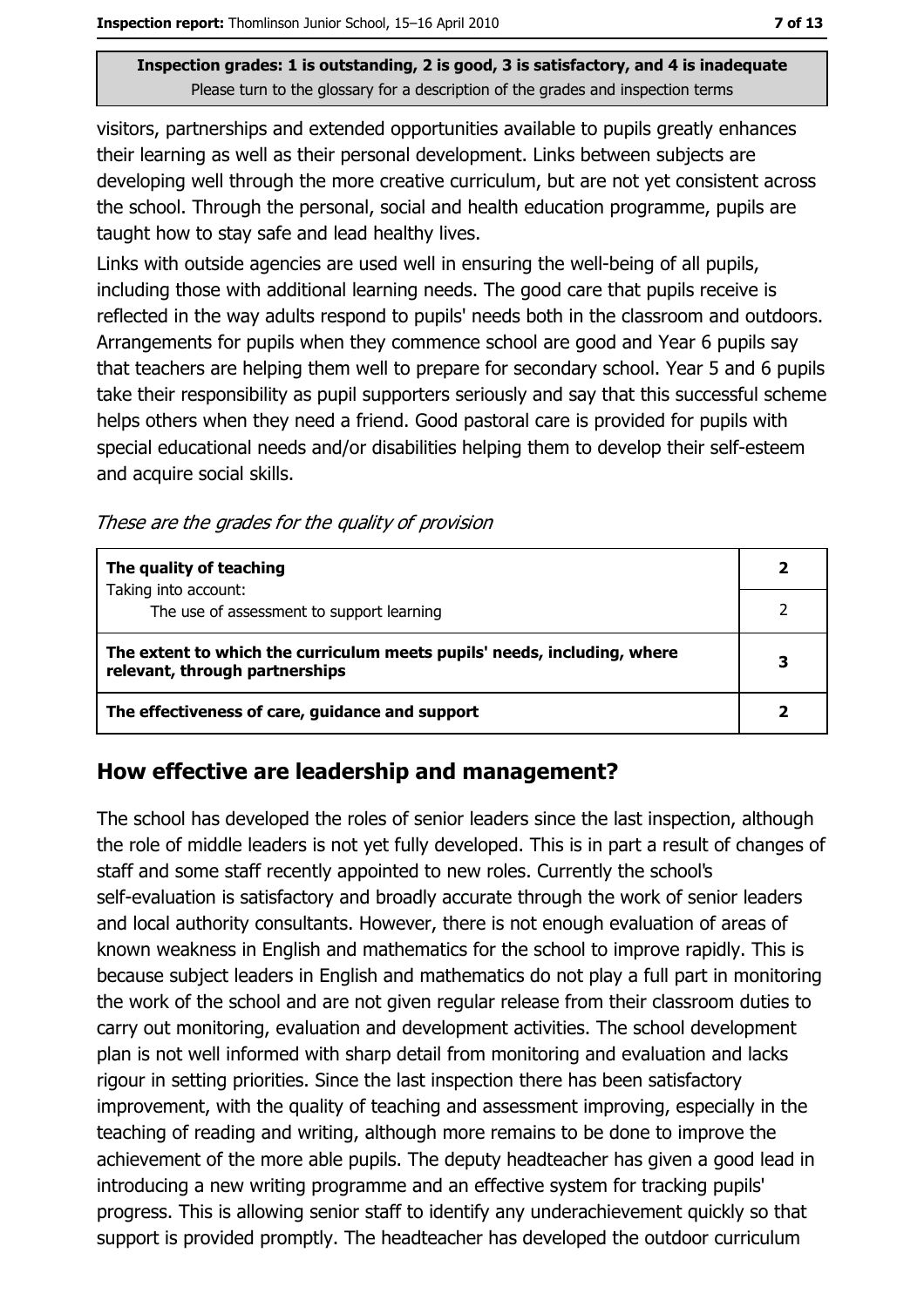visitors, partnerships and extended opportunities available to pupils greatly enhances their learning as well as their personal development. Links between subjects are developing well through the more creative curriculum, but are not yet consistent across the school. Through the personal, social and health education programme, pupils are taught how to stay safe and lead healthy lives.

Links with outside agencies are used well in ensuring the well-being of all pupils, including those with additional learning needs. The good care that pupils receive is reflected in the way adults respond to pupils' needs both in the classroom and outdoors. Arrangements for pupils when they commence school are good and Year 6 pupils say that teachers are helping them well to prepare for secondary school. Year 5 and 6 pupils take their responsibility as pupil supporters seriously and say that this successful scheme helps others when they need a friend. Good pastoral care is provided for pupils with special educational needs and/or disabilities helping them to develop their self-esteem and acquire social skills.

*These are the grades for the quality of provision*

| | |
|---|---|
| **The quality of teaching** <br> Taking into account: | **2** |
| The use of assessment to support learning | 2 |
| **The extent to which the curriculum meets pupils' needs, including, where relevant, through partnerships** | **3** |
| **The effectiveness of care, guidance and support** | **2** |

## How effective are leadership and management?

The school has developed the roles of senior leaders since the last inspection, although the role of middle leaders is not yet fully developed. This is in part a result of changes of staff and some staff recently appointed to new roles. Currently the school's self-evaluation is satisfactory and broadly accurate through the work of senior leaders and local authority consultants. However, there is not enough evaluation of areas of known weakness in English and mathematics for the school to improve rapidly. This is because subject leaders in English and mathematics do not play a full part in monitoring the work of the school and are not given regular release from their classroom duties to carry out monitoring, evaluation and development activities. The school development plan is not well informed with sharp detail from monitoring and evaluation and lacks rigour in setting priorities. Since the last inspection there has been satisfactory improvement, with the quality of teaching and assessment improving, especially in the teaching of reading and writing, although more remains to be done to improve the achievement of the more able pupils. The deputy headteacher has given a good lead in introducing a new writing programme and an effective system for tracking pupils' progress. This is allowing senior staff to identify any underachievement quickly so that support is provided promptly. The headteacher has developed the outdoor curriculum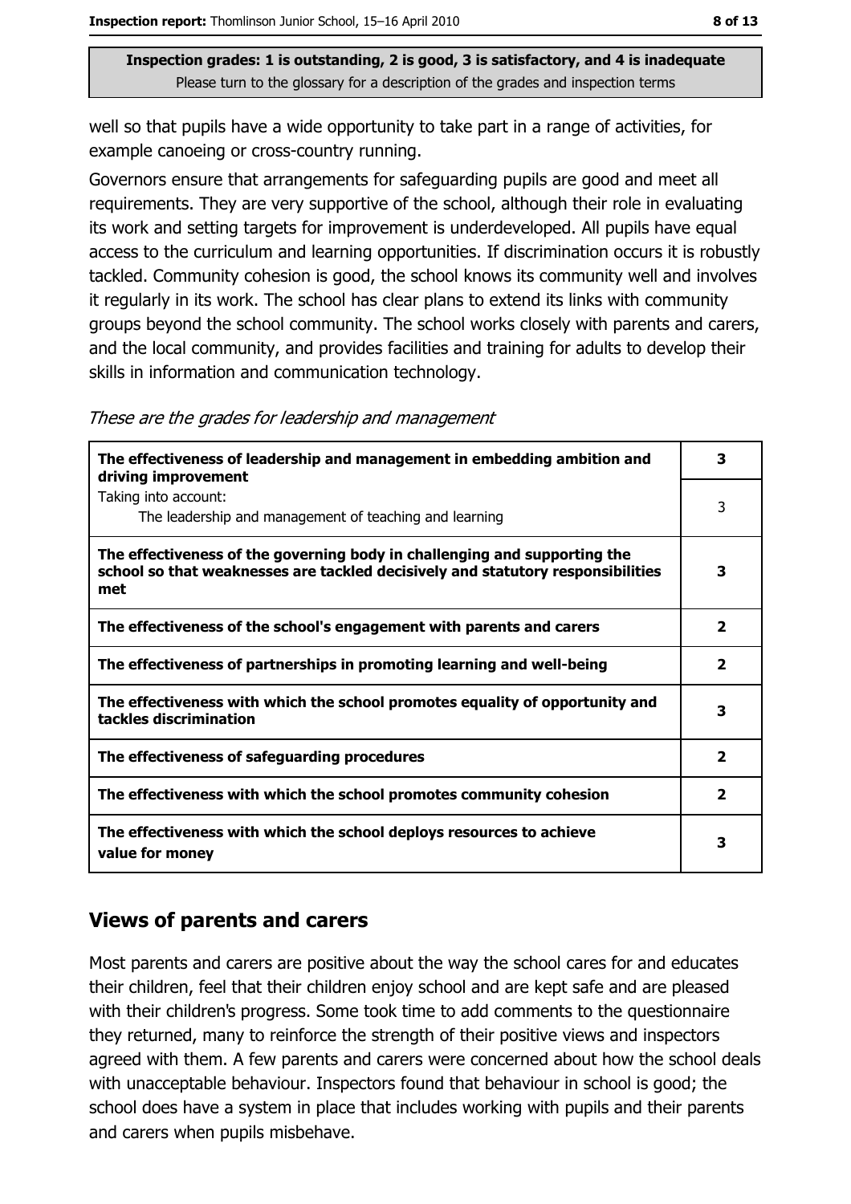Inspection grades: 1 is outstanding, 2 is good, 3 is satisfactory, and 4 is inadequate
Please turn to the glossary for a description of the grades and inspection terms

well so that pupils have a wide opportunity to take part in a range of activities, for example canoeing or cross-country running.

Governors ensure that arrangements for safeguarding pupils are good and meet all requirements. They are very supportive of the school, although their role in evaluating its work and setting targets for improvement is underdeveloped. All pupils have equal access to the curriculum and learning opportunities. If discrimination occurs it is robustly tackled. Community cohesion is good, the school knows its community well and involves it regularly in its work. The school has clear plans to extend its links with community groups beyond the school community. The school works closely with parents and carers, and the local community, and provides facilities and training for adults to develop their skills in information and communication technology.

*These are the grades for leadership and management*

| | |
|---|---|
| **The effectiveness of leadership and management in embedding ambition and driving improvement** | **3** |
| Taking into account: The leadership and management of teaching and learning | 3 |
| **The effectiveness of the governing body in challenging and supporting the school so that weaknesses are tackled decisively and statutory responsibilities met** | **3** |
| **The effectiveness of the school's engagement with parents and carers** | **2** |
| **The effectiveness of partnerships in promoting learning and well-being** | **2** |
| **The effectiveness with which the school promotes equality of opportunity and tackles discrimination** | **3** |
| **The effectiveness of safeguarding procedures** | **2** |
| **The effectiveness with which the school promotes community cohesion** | **2** |
| **The effectiveness with which the school deploys resources to achieve value for money** | **3** |

## Views of parents and carers

Most parents and carers are positive about the way the school cares for and educates their children, feel that their children enjoy school and are kept safe and are pleased with their children's progress. Some took time to add comments to the questionnaire they returned, many to reinforce the strength of their positive views and inspectors agreed with them. A few parents and carers were concerned about how the school deals with unacceptable behaviour. Inspectors found that behaviour in school is good; the school does have a system in place that includes working with pupils and their parents and carers when pupils misbehave.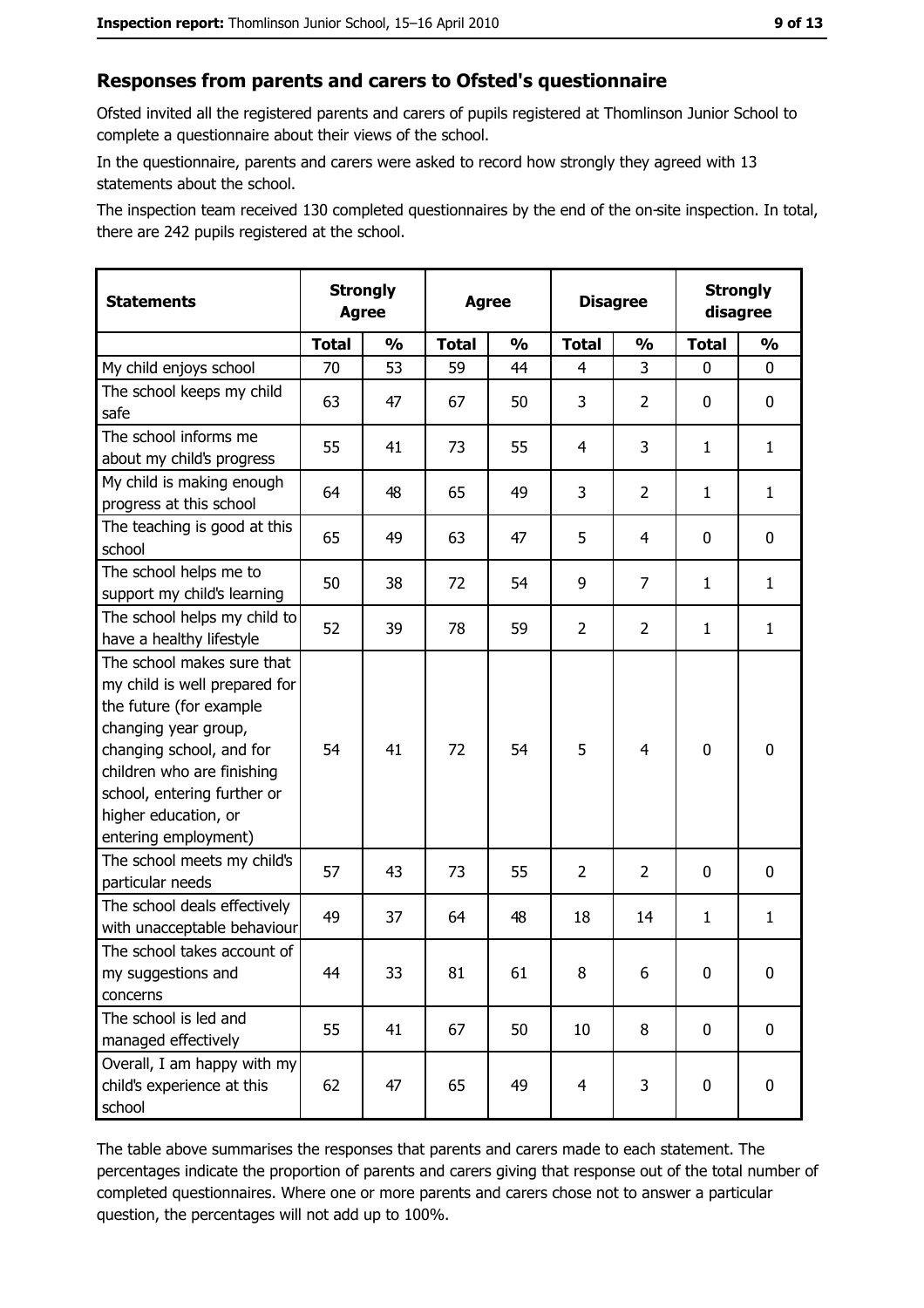## Responses from parents and carers to Ofsted's questionnaire

Ofsted invited all the registered parents and carers of pupils registered at Thomlinson Junior School to complete a questionnaire about their views of the school.

In the questionnaire, parents and carers were asked to record how strongly they agreed with 13 statements about the school.

The inspection team received 130 completed questionnaires by the end of the on-site inspection. In total, there are 242 pupils registered at the school.

| Statements | Strongly Agree | | Agree | | Disagree | | Strongly disagree | |
|---|---|---|---|---|---|---|---|---|
| | Total | % | Total | % | Total | % | Total | % |
| My child enjoys school | 70 | 53 | 59 | 44 | 4 | 3 | 0 | 0 |
| The school keeps my child safe | 63 | 47 | 67 | 50 | 3 | 2 | 0 | 0 |
| The school informs me about my child's progress | 55 | 41 | 73 | 55 | 4 | 3 | 1 | 1 |
| My child is making enough progress at this school | 64 | 48 | 65 | 49 | 3 | 2 | 1 | 1 |
| The teaching is good at this school | 65 | 49 | 63 | 47 | 5 | 4 | 0 | 0 |
| The school helps me to support my child's learning | 50 | 38 | 72 | 54 | 9 | 7 | 1 | 1 |
| The school helps my child to have a healthy lifestyle | 52 | 39 | 78 | 59 | 2 | 2 | 1 | 1 |
| The school makes sure that my child is well prepared for the future (for example changing year group, changing school, and for children who are finishing school, entering further or higher education, or entering employment) | 54 | 41 | 72 | 54 | 5 | 4 | 0 | 0 |
| The school meets my child's particular needs | 57 | 43 | 73 | 55 | 2 | 2 | 0 | 0 |
| The school deals effectively with unacceptable behaviour | 49 | 37 | 64 | 48 | 18 | 14 | 1 | 1 |
| The school takes account of my suggestions and concerns | 44 | 33 | 81 | 61 | 8 | 6 | 0 | 0 |
| The school is led and managed effectively | 55 | 41 | 67 | 50 | 10 | 8 | 0 | 0 |
| Overall, I am happy with my child's experience at this school | 62 | 47 | 65 | 49 | 4 | 3 | 0 | 0 |

The table above summarises the responses that parents and carers made to each statement. The percentages indicate the proportion of parents and carers giving that response out of the total number of completed questionnaires. Where one or more parents and carers chose not to answer a particular question, the percentages will not add up to 100%.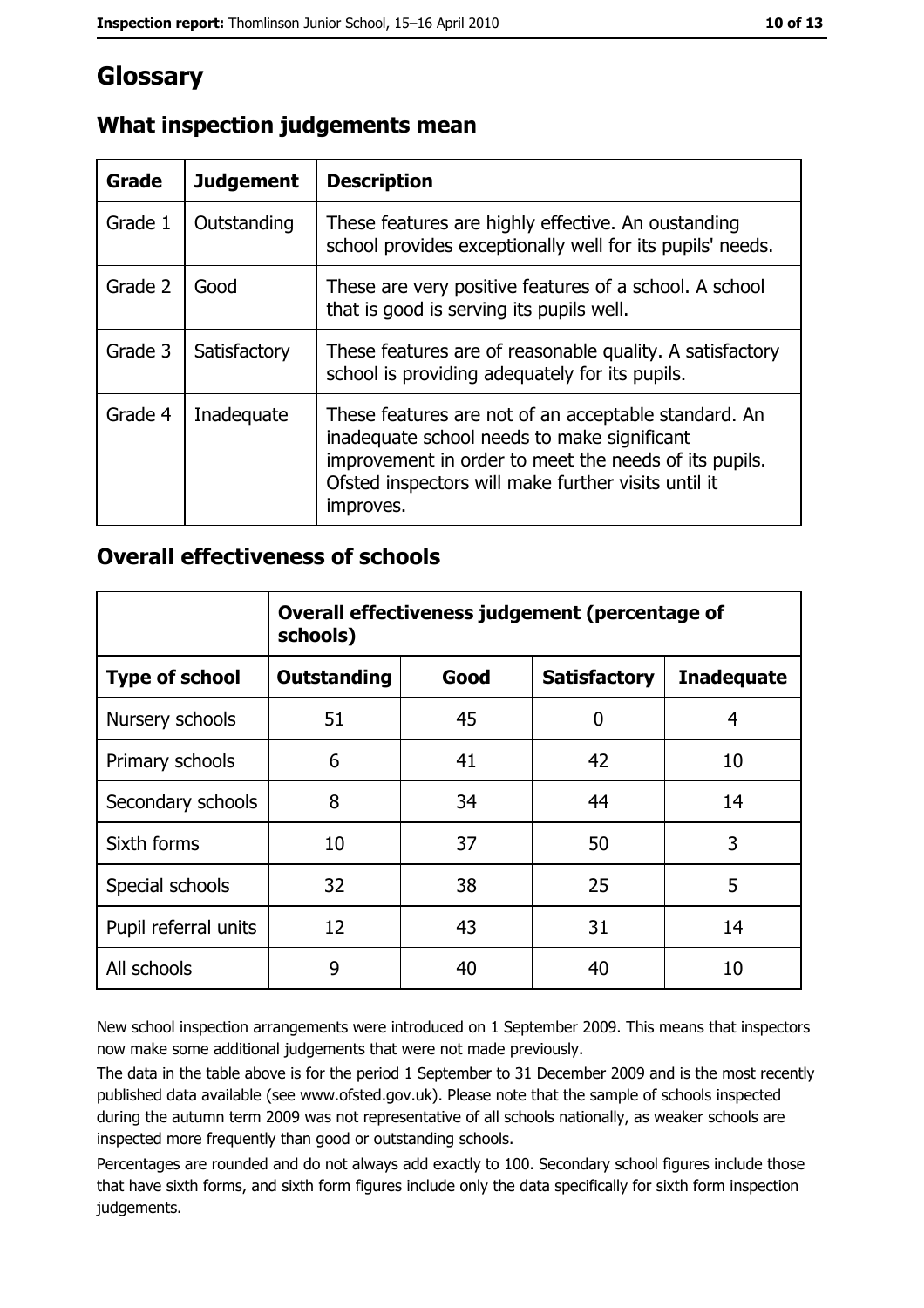# Glossary

## What inspection judgements mean

| Grade | Judgement | Description |
|---|---|---|
| Grade 1 | Outstanding | These features are highly effective. An oustanding school provides exceptionally well for its pupils' needs. |
| Grade 2 | Good | These are very positive features of a school. A school that is good is serving its pupils well. |
| Grade 3 | Satisfactory | These features are of reasonable quality. A satisfactory school is providing adequately for its pupils. |
| Grade 4 | Inadequate | These features are not of an acceptable standard. An inadequate school needs to make significant improvement in order to meet the needs of its pupils. Ofsted inspectors will make further visits until it improves. |

## Overall effectiveness of schools

| | Overall effectiveness judgement (percentage of schools) | | | |
|---|---|---|---|---|
| **Type of school** | **Outstanding** | **Good** | **Satisfactory** | **Inadequate** |
| Nursery schools | 51 | 45 | 0 | 4 |
| Primary schools | 6 | 41 | 42 | 10 |
| Secondary schools | 8 | 34 | 44 | 14 |
| Sixth forms | 10 | 37 | 50 | 3 |
| Special schools | 32 | 38 | 25 | 5 |
| Pupil referral units | 12 | 43 | 31 | 14 |
| All schools | 9 | 40 | 40 | 10 |

New school inspection arrangements were introduced on 1 September 2009. This means that inspectors now make some additional judgements that were not made previously.

The data in the table above is for the period 1 September to 31 December 2009 and is the most recently published data available (see www.ofsted.gov.uk). Please note that the sample of schools inspected during the autumn term 2009 was not representative of all schools nationally, as weaker schools are inspected more frequently than good or outstanding schools.

Percentages are rounded and do not always add exactly to 100. Secondary school figures include those that have sixth forms, and sixth form figures include only the data specifically for sixth form inspection judgements.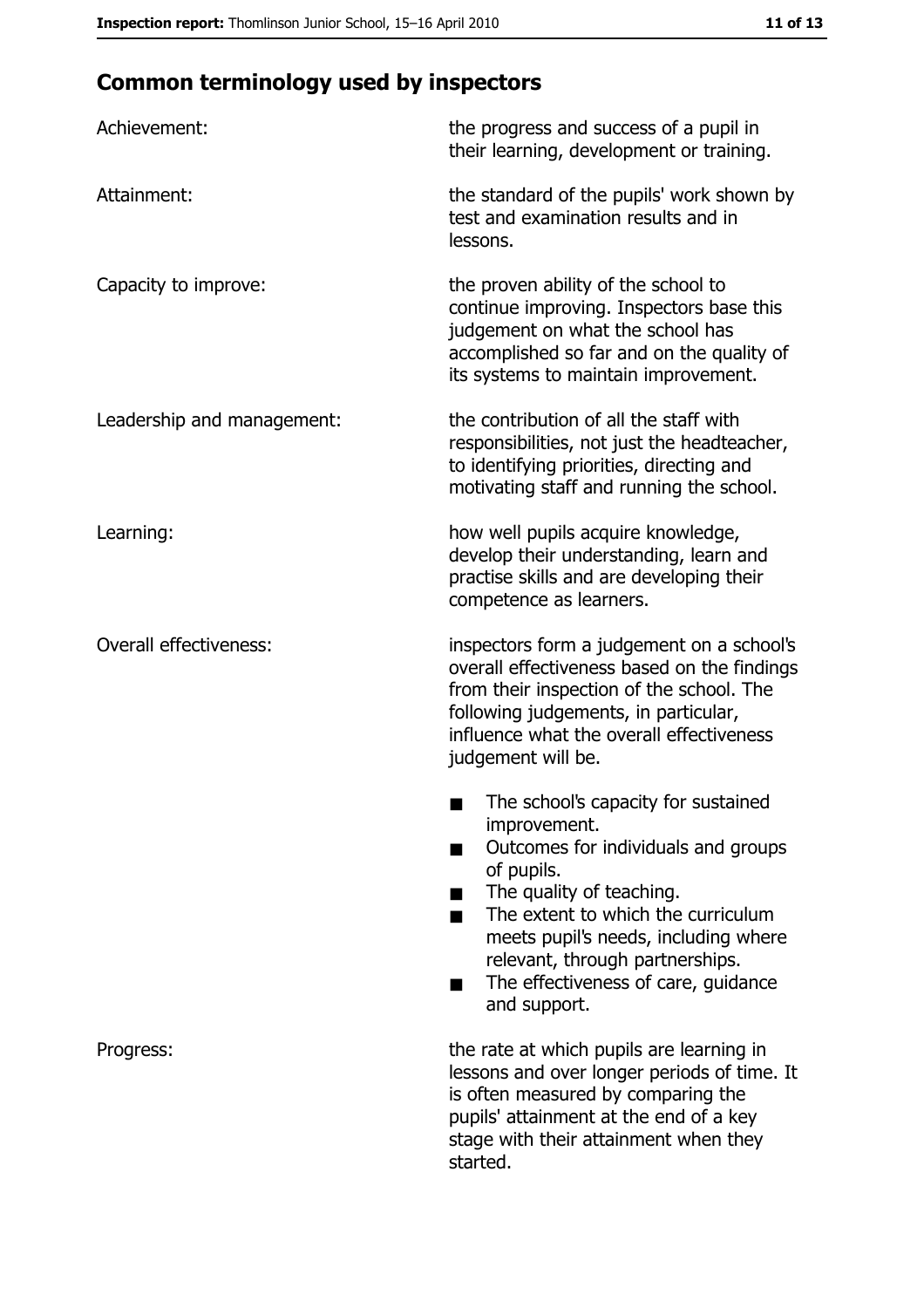## Common terminology used by inspectors

| | |
|---|---|
| Achievement: | the progress and success of a pupil in their learning, development or training. |
| Attainment: | the standard of the pupils' work shown by test and examination results and in lessons. |
| Capacity to improve: | the proven ability of the school to continue improving. Inspectors base this judgement on what the school has accomplished so far and on the quality of its systems to maintain improvement. |
| Leadership and management: | the contribution of all the staff with responsibilities, not just the headteacher, to identifying priorities, directing and motivating staff and running the school. |
| Learning: | how well pupils acquire knowledge, develop their understanding, learn and practise skills and are developing their competence as learners. |
| Overall effectiveness: | inspectors form a judgement on a school's overall effectiveness based on the findings from their inspection of the school. The following judgements, in particular, influence what the overall effectiveness judgement will be.<br>■ The school's capacity for sustained improvement.<br>■ Outcomes for individuals and groups of pupils.<br>■ The quality of teaching.<br>■ The extent to which the curriculum meets pupil's needs, including where relevant, through partnerships.<br>■ The effectiveness of care, guidance and support. |
| Progress: | the rate at which pupils are learning in lessons and over longer periods of time. It is often measured by comparing the pupils' attainment at the end of a key stage with their attainment when they started. |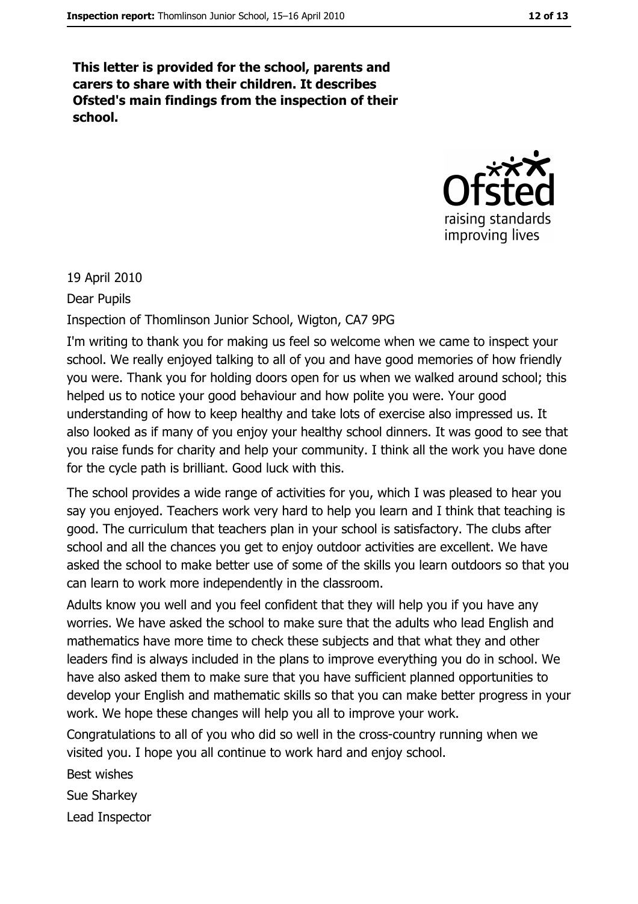**This letter is provided for the school, parents and carers to share with their children. It describes Ofsted's main findings from the inspection of their school.**

19 April 2010

Dear Pupils

Inspection of Thomlinson Junior School, Wigton, CA7 9PG

I'm writing to thank you for making us feel so welcome when we came to inspect your school. We really enjoyed talking to all of you and have good memories of how friendly you were. Thank you for holding doors open for us when we walked around school; this helped us to notice your good behaviour and how polite you were. Your good understanding of how to keep healthy and take lots of exercise also impressed us. It also looked as if many of you enjoy your healthy school dinners. It was good to see that you raise funds for charity and help your community. I think all the work you have done for the cycle path is brilliant. Good luck with this.

The school provides a wide range of activities for you, which I was pleased to hear you say you enjoyed. Teachers work very hard to help you learn and I think that teaching is good. The curriculum that teachers plan in your school is satisfactory. The clubs after school and all the chances you get to enjoy outdoor activities are excellent. We have asked the school to make better use of some of the skills you learn outdoors so that you can learn to work more independently in the classroom.

Adults know you well and you feel confident that they will help you if you have any worries. We have asked the school to make sure that the adults who lead English and mathematics have more time to check these subjects and that what they and other leaders find is always included in the plans to improve everything you do in school. We have also asked them to make sure that you have sufficient planned opportunities to develop your English and mathematic skills so that you can make better progress in your work. We hope these changes will help you all to improve your work.

Congratulations to all of you who did so well in the cross-country running when we visited you. I hope you all continue to work hard and enjoy school.

Best wishes

Sue Sharkey

Lead Inspector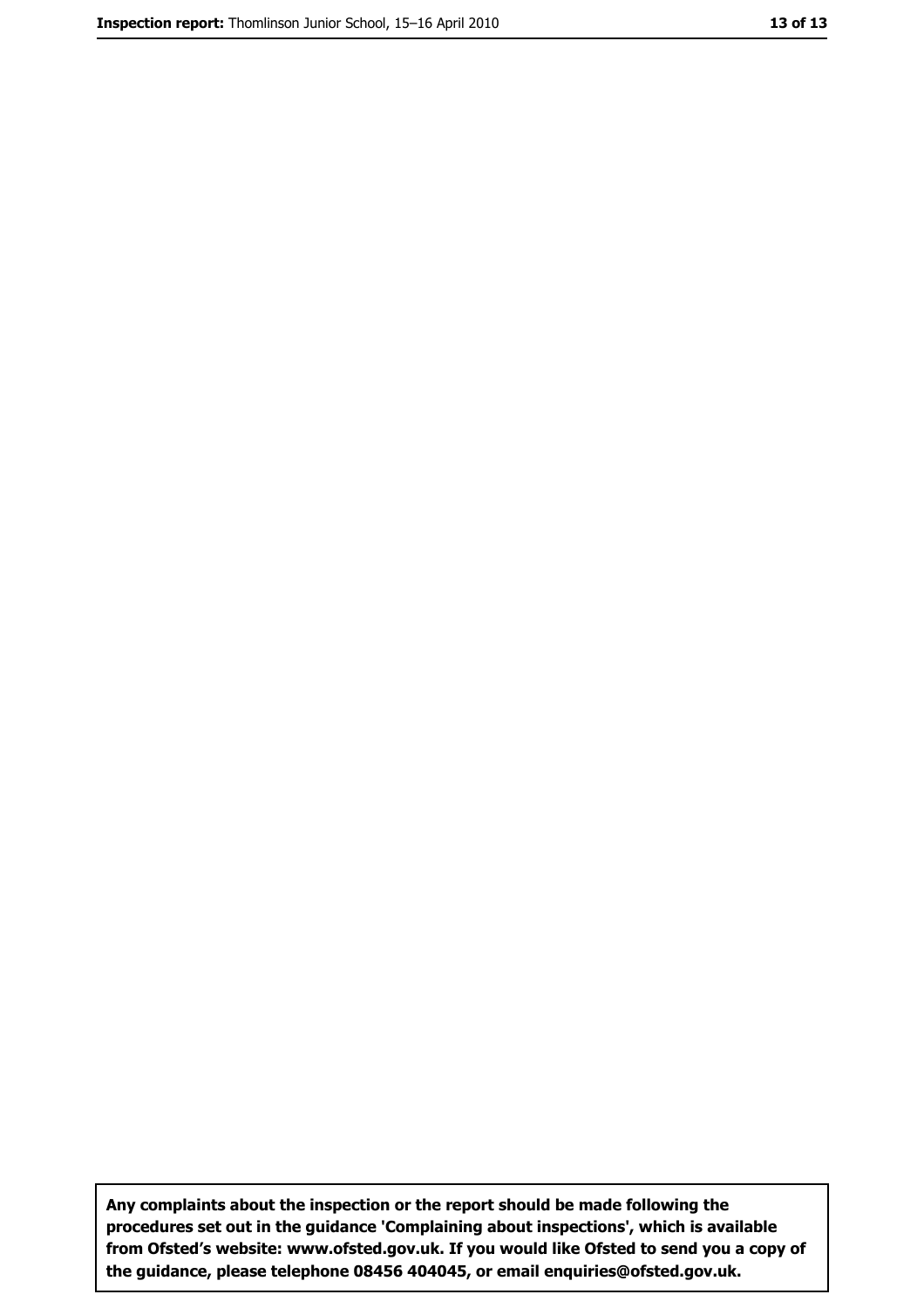**Any complaints about the inspection or the report should be made following the procedures set out in the guidance 'Complaining about inspections', which is available from Ofsted's website: www.ofsted.gov.uk. If you would like Ofsted to send you a copy of the guidance, please telephone 08456 404045, or email enquiries@ofsted.gov.uk.**